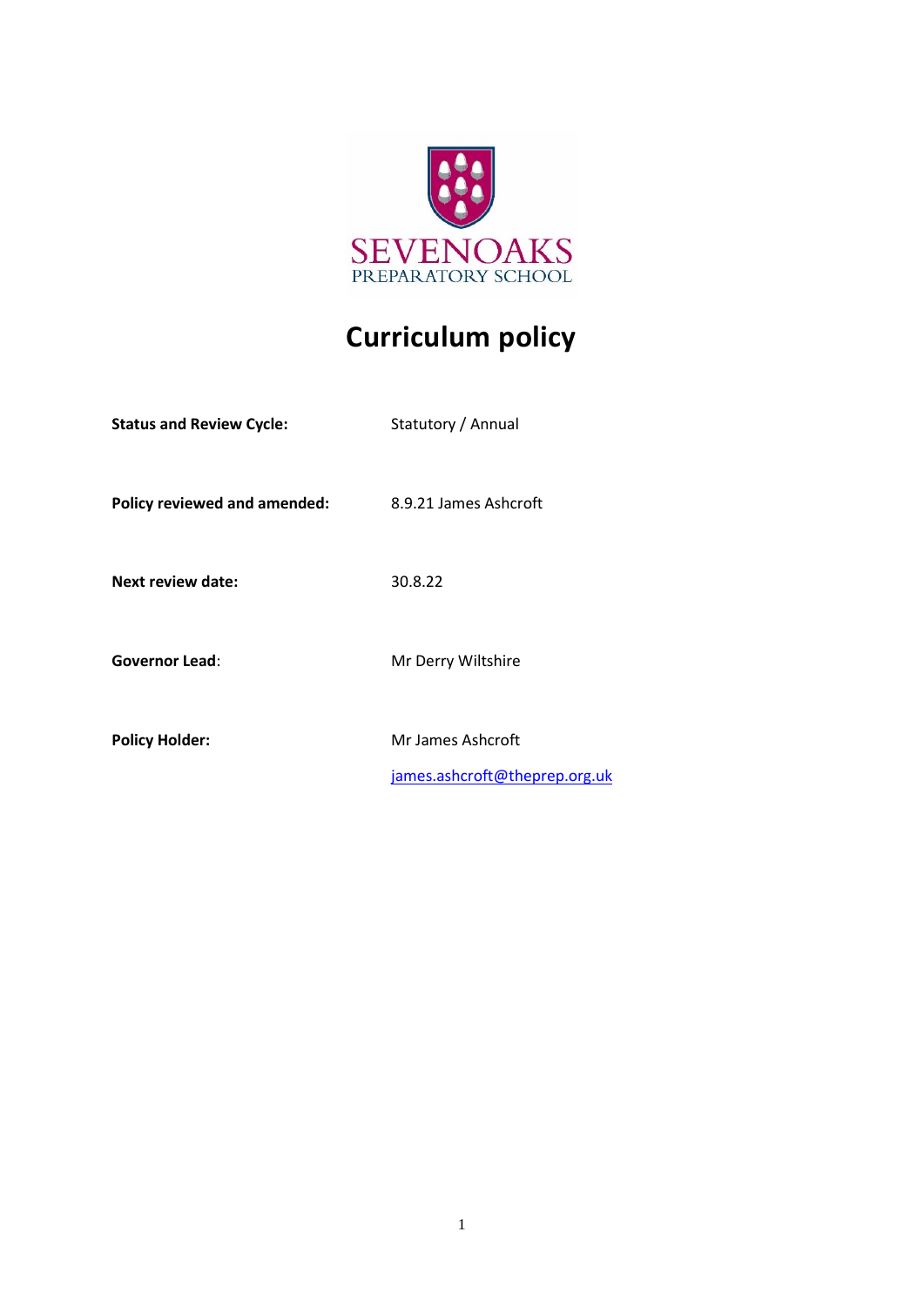SEVENOAKS
PREPARATORY SCHOOL

# Curriculum policy

| | |
|---|---|
| **Status and Review Cycle:** | Statutory / Annual |
| **Policy reviewed and amended:** | 8.9.21 James Ashcroft |
| **Next review date:** | 30.8.22 |
| **Governor Lead**: | Mr Derry Wiltshire |
| **Policy Holder:** | Mr James Ashcroft<br>james.ashcroft@theprep.org.uk |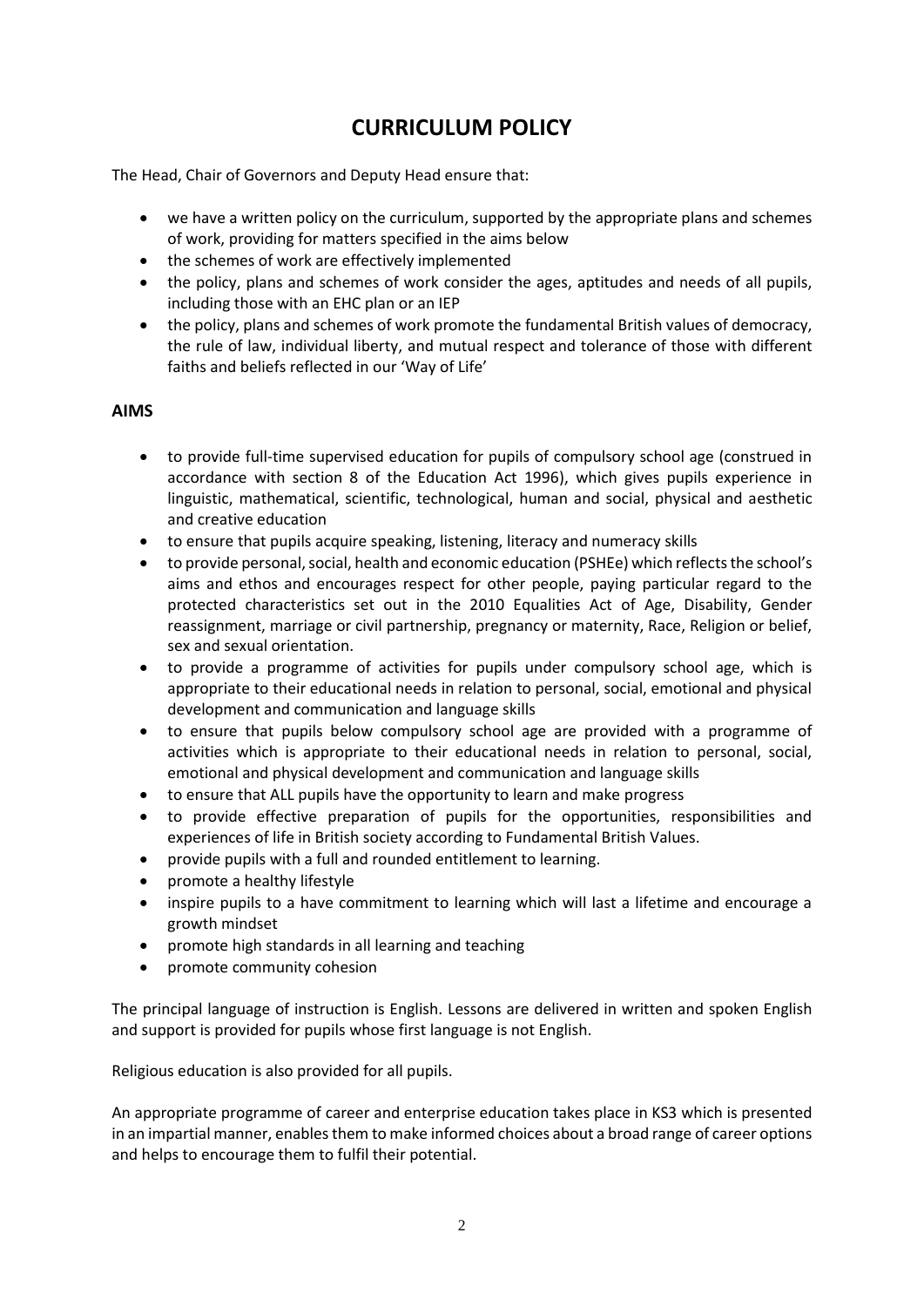# CURRICULUM POLICY

The Head, Chair of Governors and Deputy Head ensure that:

- we have a written policy on the curriculum, supported by the appropriate plans and schemes of work, providing for matters specified in the aims below
- the schemes of work are effectively implemented
- the policy, plans and schemes of work consider the ages, aptitudes and needs of all pupils, including those with an EHC plan or an IEP
- the policy, plans and schemes of work promote the fundamental British values of democracy, the rule of law, individual liberty, and mutual respect and tolerance of those with different faiths and beliefs reflected in our 'Way of Life'

## AIMS

- to provide full-time supervised education for pupils of compulsory school age (construed in accordance with section 8 of the Education Act 1996), which gives pupils experience in linguistic, mathematical, scientific, technological, human and social, physical and aesthetic and creative education
- to ensure that pupils acquire speaking, listening, literacy and numeracy skills
- to provide personal, social, health and economic education (PSHEe) which reflects the school's aims and ethos and encourages respect for other people, paying particular regard to the protected characteristics set out in the 2010 Equalities Act of Age, Disability, Gender reassignment, marriage or civil partnership, pregnancy or maternity, Race, Religion or belief, sex and sexual orientation.
- to provide a programme of activities for pupils under compulsory school age, which is appropriate to their educational needs in relation to personal, social, emotional and physical development and communication and language skills
- to ensure that pupils below compulsory school age are provided with a programme of activities which is appropriate to their educational needs in relation to personal, social, emotional and physical development and communication and language skills
- to ensure that ALL pupils have the opportunity to learn and make progress
- to provide effective preparation of pupils for the opportunities, responsibilities and experiences of life in British society according to Fundamental British Values.
- provide pupils with a full and rounded entitlement to learning.
- promote a healthy lifestyle
- inspire pupils to a have commitment to learning which will last a lifetime and encourage a growth mindset
- promote high standards in all learning and teaching
- promote community cohesion

The principal language of instruction is English. Lessons are delivered in written and spoken English and support is provided for pupils whose first language is not English.

Religious education is also provided for all pupils.

An appropriate programme of career and enterprise education takes place in KS3 which is presented in an impartial manner, enables them to make informed choices about a broad range of career options and helps to encourage them to fulfil their potential.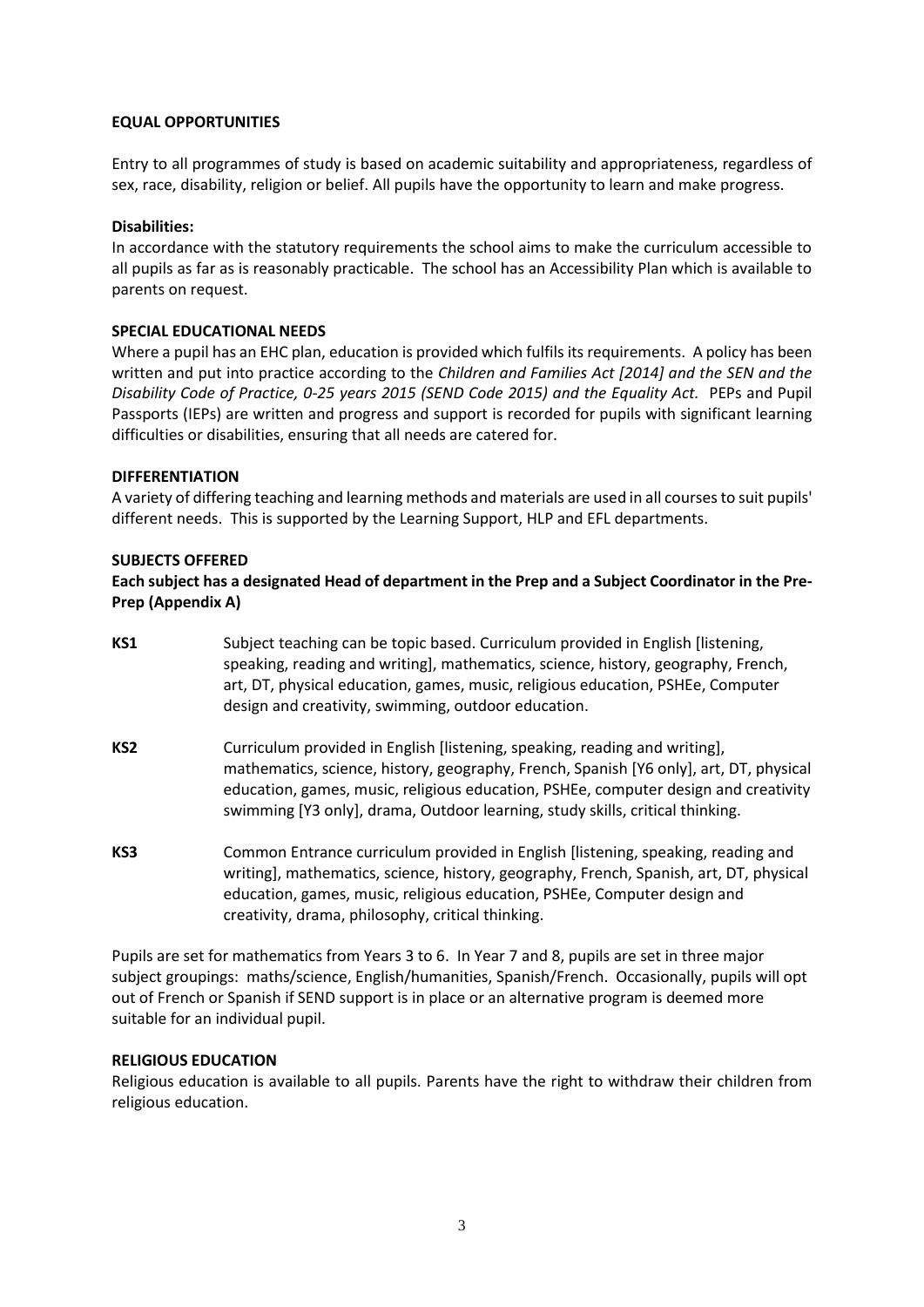**EQUAL OPPORTUNITIES**

Entry to all programmes of study is based on academic suitability and appropriateness, regardless of sex, race, disability, religion or belief. All pupils have the opportunity to learn and make progress.

**Disabilities:**

In accordance with the statutory requirements the school aims to make the curriculum accessible to all pupils as far as is reasonably practicable. The school has an Accessibility Plan which is available to parents on request.

**SPECIAL EDUCATIONAL NEEDS**

Where a pupil has an EHC plan, education is provided which fulfils its requirements. A policy has been written and put into practice according to the *Children and Families Act [2014] and the SEN and the Disability Code of Practice, 0-25 years 2015 (SEND Code 2015) and the Equality Act.* PEPs and Pupil Passports (IEPs) are written and progress and support is recorded for pupils with significant learning difficulties or disabilities, ensuring that all needs are catered for.

**DIFFERENTIATION**

A variety of differing teaching and learning methods and materials are used in all courses to suit pupils' different needs. This is supported by the Learning Support, HLP and EFL departments.

**SUBJECTS OFFERED**

**Each subject has a designated Head of department in the Prep and a Subject Coordinator in the Pre-Prep (Appendix A)**

**KS1** Subject teaching can be topic based. Curriculum provided in English [listening, speaking, reading and writing], mathematics, science, history, geography, French, art, DT, physical education, games, music, religious education, PSHEe, Computer design and creativity, swimming, outdoor education.

**KS2** Curriculum provided in English [listening, speaking, reading and writing], mathematics, science, history, geography, French, Spanish [Y6 only], art, DT, physical education, games, music, religious education, PSHEe, computer design and creativity swimming [Y3 only], drama, Outdoor learning, study skills, critical thinking.

**KS3** Common Entrance curriculum provided in English [listening, speaking, reading and writing], mathematics, science, history, geography, French, Spanish, art, DT, physical education, games, music, religious education, PSHEe, Computer design and creativity, drama, philosophy, critical thinking.

Pupils are set for mathematics from Years 3 to 6. In Year 7 and 8, pupils are set in three major subject groupings: maths/science, English/humanities, Spanish/French. Occasionally, pupils will opt out of French or Spanish if SEND support is in place or an alternative program is deemed more suitable for an individual pupil.

**RELIGIOUS EDUCATION**

Religious education is available to all pupils. Parents have the right to withdraw their children from religious education.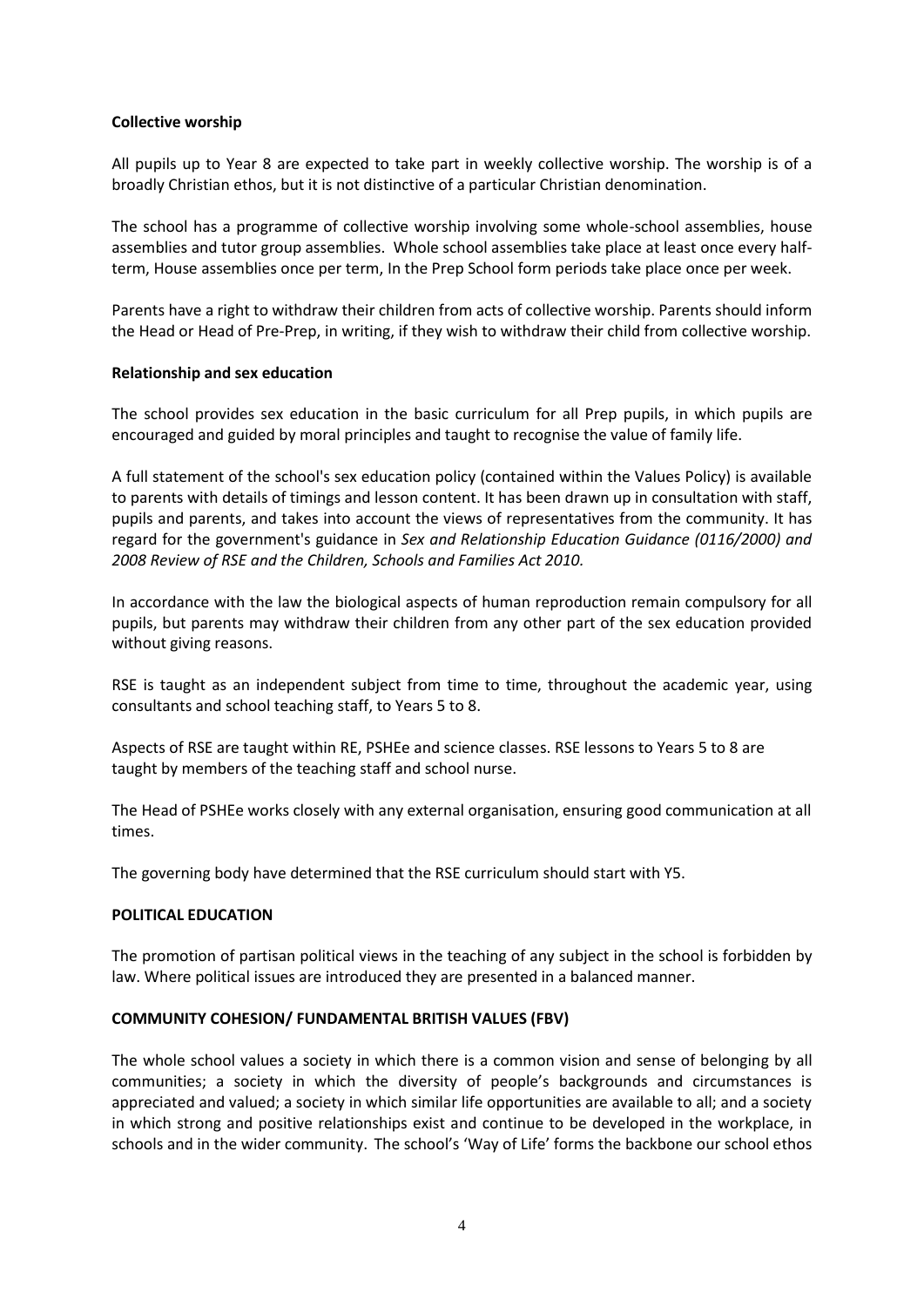**Collective worship**

All pupils up to Year 8 are expected to take part in weekly collective worship. The worship is of a broadly Christian ethos, but it is not distinctive of a particular Christian denomination.

The school has a programme of collective worship involving some whole-school assemblies, house assemblies and tutor group assemblies. Whole school assemblies take place at least once every half-term, House assemblies once per term, In the Prep School form periods take place once per week.

Parents have a right to withdraw their children from acts of collective worship. Parents should inform the Head or Head of Pre-Prep, in writing, if they wish to withdraw their child from collective worship.

**Relationship and sex education**

The school provides sex education in the basic curriculum for all Prep pupils, in which pupils are encouraged and guided by moral principles and taught to recognise the value of family life.

A full statement of the school's sex education policy (contained within the Values Policy) is available to parents with details of timings and lesson content. It has been drawn up in consultation with staff, pupils and parents, and takes into account the views of representatives from the community. It has regard for the government's guidance in *Sex and Relationship Education Guidance (0116/2000) and 2008 Review of RSE and the Children, Schools and Families Act 2010.*

In accordance with the law the biological aspects of human reproduction remain compulsory for all pupils, but parents may withdraw their children from any other part of the sex education provided without giving reasons.

RSE is taught as an independent subject from time to time, throughout the academic year, using consultants and school teaching staff, to Years 5 to 8.

Aspects of RSE are taught within RE, PSHEe and science classes. RSE lessons to Years 5 to 8 are taught by members of the teaching staff and school nurse.

The Head of PSHEe works closely with any external organisation, ensuring good communication at all times.

The governing body have determined that the RSE curriculum should start with Y5.

**POLITICAL EDUCATION**

The promotion of partisan political views in the teaching of any subject in the school is forbidden by law. Where political issues are introduced they are presented in a balanced manner.

**COMMUNITY COHESION/ FUNDAMENTAL BRITISH VALUES (FBV)**

The whole school values a society in which there is a common vision and sense of belonging by all communities; a society in which the diversity of people's backgrounds and circumstances is appreciated and valued; a society in which similar life opportunities are available to all; and a society in which strong and positive relationships exist and continue to be developed in the workplace, in schools and in the wider community. The school's 'Way of Life' forms the backbone our school ethos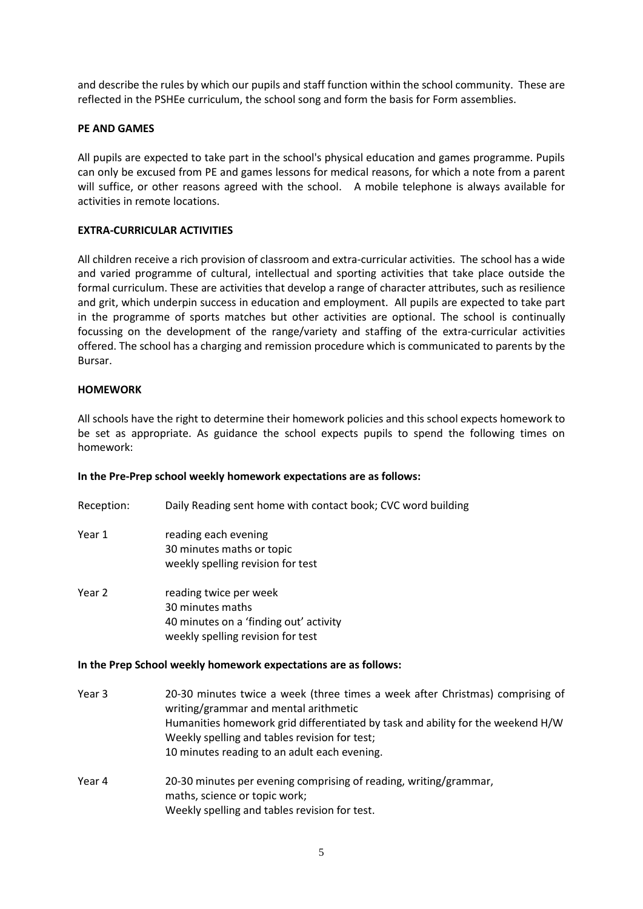and describe the rules by which our pupils and staff function within the school community. These are reflected in the PSHEe curriculum, the school song and form the basis for Form assemblies.

## PE AND GAMES

All pupils are expected to take part in the school's physical education and games programme. Pupils can only be excused from PE and games lessons for medical reasons, for which a note from a parent will suffice, or other reasons agreed with the school. A mobile telephone is always available for activities in remote locations.

## EXTRA-CURRICULAR ACTIVITIES

All children receive a rich provision of classroom and extra-curricular activities. The school has a wide and varied programme of cultural, intellectual and sporting activities that take place outside the formal curriculum. These are activities that develop a range of character attributes, such as resilience and grit, which underpin success in education and employment. All pupils are expected to take part in the programme of sports matches but other activities are optional. The school is continually focussing on the development of the range/variety and staffing of the extra-curricular activities offered. The school has a charging and remission procedure which is communicated to parents by the Bursar.

## HOMEWORK

All schools have the right to determine their homework policies and this school expects homework to be set as appropriate. As guidance the school expects pupils to spend the following times on homework:

**In the Pre-Prep school weekly homework expectations are as follows:**

Reception: Daily Reading sent home with contact book; CVC word building

Year 1
- reading each evening
- 30 minutes maths or topic
- weekly spelling revision for test

Year 2
- reading twice per week
- 30 minutes maths
- 40 minutes on a 'finding out' activity
- weekly spelling revision for test

**In the Prep School weekly homework expectations are as follows:**

Year 3
- 20-30 minutes twice a week (three times a week after Christmas) comprising of writing/grammar and mental arithmetic
- Humanities homework grid differentiated by task and ability for the weekend H/W
- Weekly spelling and tables revision for test;
- 10 minutes reading to an adult each evening.

Year 4
- 20-30 minutes per evening comprising of reading, writing/grammar, maths, science or topic work;
- Weekly spelling and tables revision for test.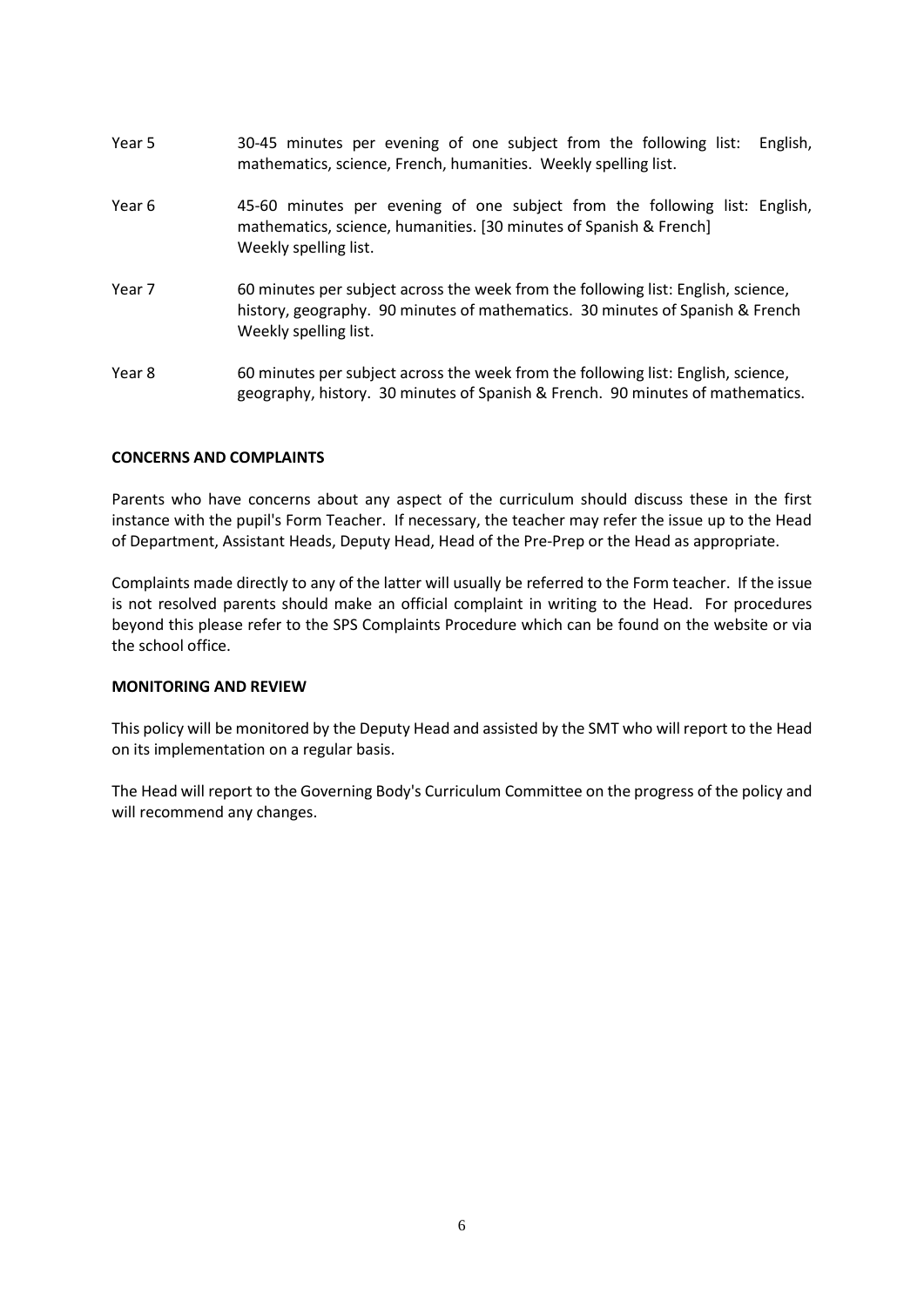| | |
|---|---|
| Year 5 | 30-45 minutes per evening of one subject from the following list: English, mathematics, science, French, humanities. Weekly spelling list. |
| Year 6 | 45-60 minutes per evening of one subject from the following list: English, mathematics, science, humanities. [30 minutes of Spanish & French] Weekly spelling list. |
| Year 7 | 60 minutes per subject across the week from the following list: English, science, history, geography. 90 minutes of mathematics. 30 minutes of Spanish & French Weekly spelling list. |
| Year 8 | 60 minutes per subject across the week from the following list: English, science, geography, history. 30 minutes of Spanish & French. 90 minutes of mathematics. |

**CONCERNS AND COMPLAINTS**

Parents who have concerns about any aspect of the curriculum should discuss these in the first instance with the pupil's Form Teacher. If necessary, the teacher may refer the issue up to the Head of Department, Assistant Heads, Deputy Head, Head of the Pre-Prep or the Head as appropriate.

Complaints made directly to any of the latter will usually be referred to the Form teacher. If the issue is not resolved parents should make an official complaint in writing to the Head. For procedures beyond this please refer to the SPS Complaints Procedure which can be found on the website or via the school office.

**MONITORING AND REVIEW**

This policy will be monitored by the Deputy Head and assisted by the SMT who will report to the Head on its implementation on a regular basis.

The Head will report to the Governing Body's Curriculum Committee on the progress of the policy and will recommend any changes.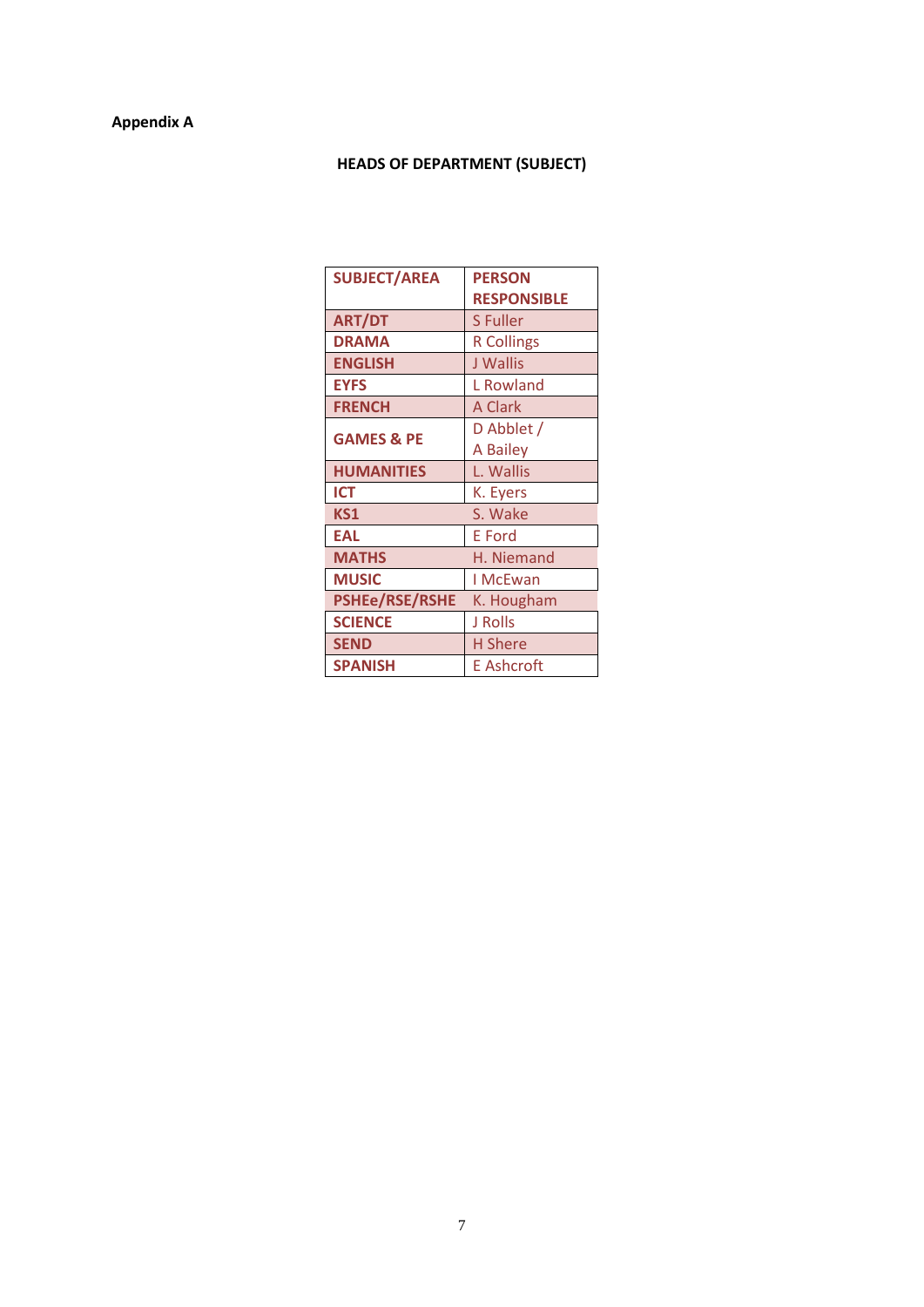**Appendix A**

**HEADS OF DEPARTMENT (SUBJECT)**

| SUBJECT/AREA | PERSON RESPONSIBLE |
|---|---|
| ART/DT | S Fuller |
| DRAMA | R Collings |
| ENGLISH | J Wallis |
| EYFS | L Rowland |
| FRENCH | A Clark |
| GAMES & PE | D Abblet / A Bailey |
| HUMANITIES | L. Wallis |
| ICT | K. Eyers |
| KS1 | S. Wake |
| EAL | E Ford |
| MATHS | H. Niemand |
| MUSIC | I McEwan |
| PSHEe/RSE/RSHE | K. Hougham |
| SCIENCE | J Rolls |
| SEND | H Shere |
| SPANISH | E Ashcroft |